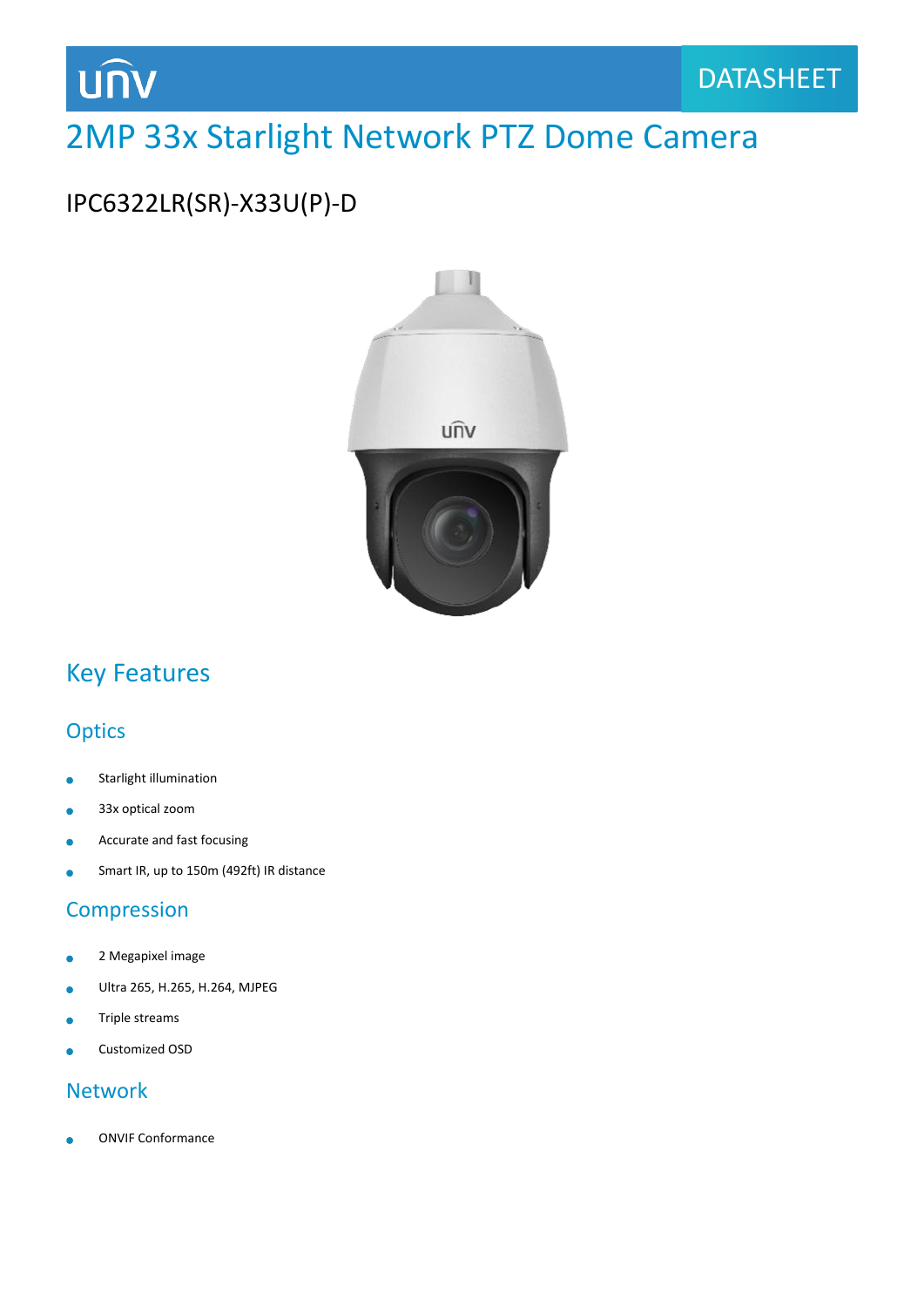UNV

DATASHEET

# 2MP 33x Starlight Network PTZ Dome Camera

## IPC6322LR(SR)-X33U(P)-D

## Key Features

### Optics

- Starlight illumination
- 33x optical zoom
- Accurate and fast focusing
- Smart IR, up to 150m (492ft) IR distance

### Compression

- 2 Megapixel image
- Ultra 265, H.265, H.264, MJPEG
- Triple streams
- Customized OSD

### Network

- ONVIF Conformance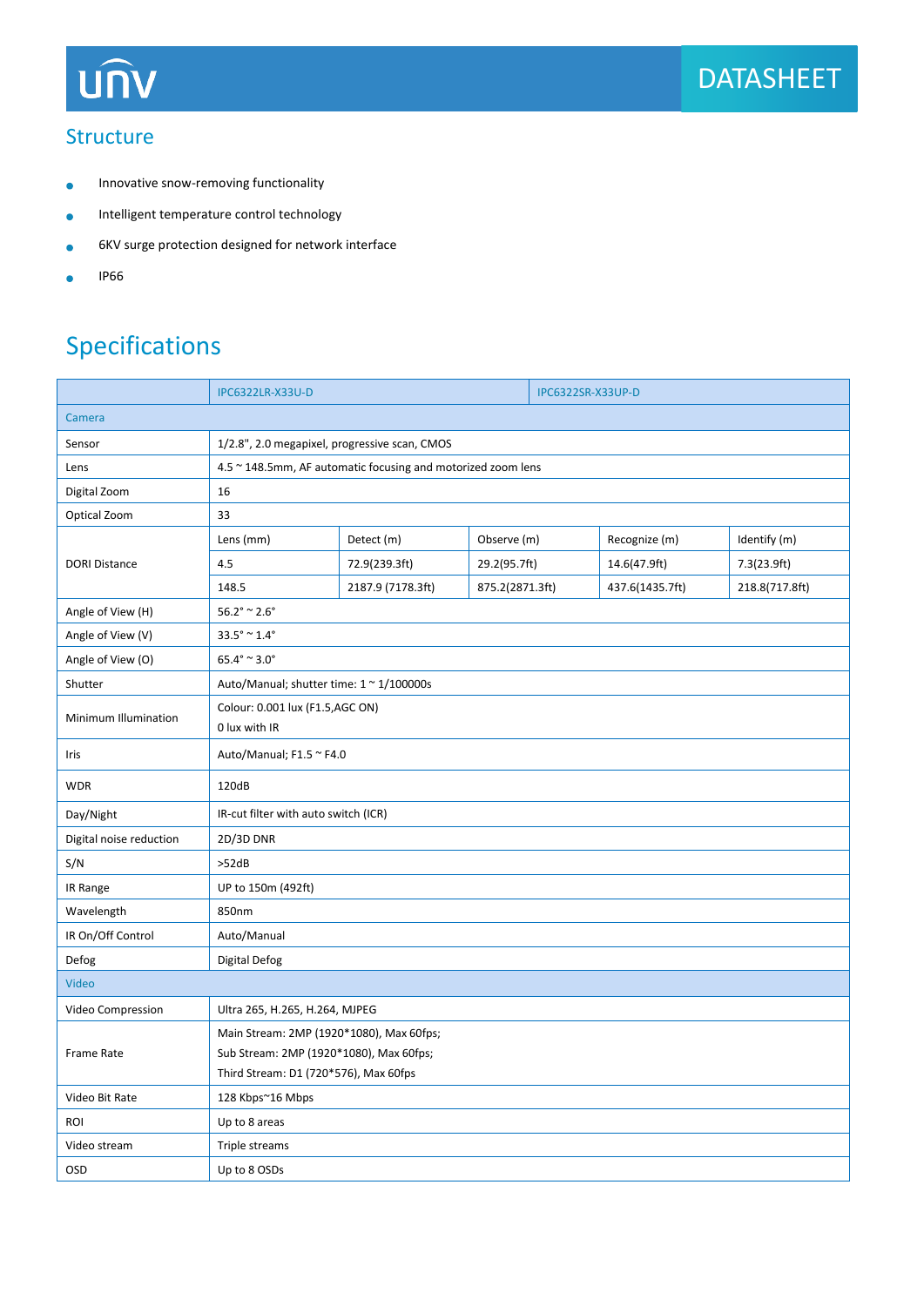## Structure

- Innovative snow-removing functionality
- Intelligent temperature control technology
- 6KV surge protection designed for network interface
- IP66

# Specifications

| | IPC6322LR-X33U-D | | IPC6322SR-X33UP-D | |
|---|---|---|---|---|
| **Camera** | | | | |
| Sensor | 1/2.8", 2.0 megapixel, progressive scan, CMOS | | | |
| Lens | 4.5 ~ 148.5mm, AF automatic focusing and motorized zoom lens | | | |
| Digital Zoom | 16 | | | |
| Optical Zoom | 33 | | | |
| DORI Distance | Lens (mm) | Detect (m) | Observe (m) | Recognize (m) | Identify (m) |
| | 4.5 | 72.9(239.3ft) | 29.2(95.7ft) | 14.6(47.9ft) | 7.3(23.9ft) |
| | 148.5 | 2187.9 (7178.3ft) | 875.2(2871.3ft) | 437.6(1435.7ft) | 218.8(717.8ft) |
| Angle of View (H) | 56.2° ~ 2.6° | | | | |
| Angle of View (V) | 33.5° ~ 1.4° | | | | |
| Angle of View (O) | 65.4° ~ 3.0° | | | | |
| Shutter | Auto/Manual; shutter time: 1 ~ 1/100000s | | | | |
| Minimum Illumination | Colour: 0.001 lux (F1.5,AGC ON)<br>0 lux with IR | | | | |
| Iris | Auto/Manual; F1.5 ~ F4.0 | | | | |
| WDR | 120dB | | | | |
| Day/Night | IR-cut filter with auto switch (ICR) | | | | |
| Digital noise reduction | 2D/3D DNR | | | | |
| S/N | >52dB | | | | |
| IR Range | UP to 150m (492ft) | | | | |
| Wavelength | 850nm | | | | |
| IR On/Off Control | Auto/Manual | | | | |
| Defog | Digital Defog | | | | |
| **Video** | | | | | |
| Video Compression | Ultra 265, H.265, H.264, MJPEG | | | | |
| Frame Rate | Main Stream: 2MP (1920*1080), Max 60fps;<br>Sub Stream: 2MP (1920*1080), Max 60fps;<br>Third Stream: D1 (720*576), Max 60fps | | | | |
| Video Bit Rate | 128 Kbps~16 Mbps | | | | |
| ROI | Up to 8 areas | | | | |
| Video stream | Triple streams | | | | |
| OSD | Up to 8 OSDs | | | | |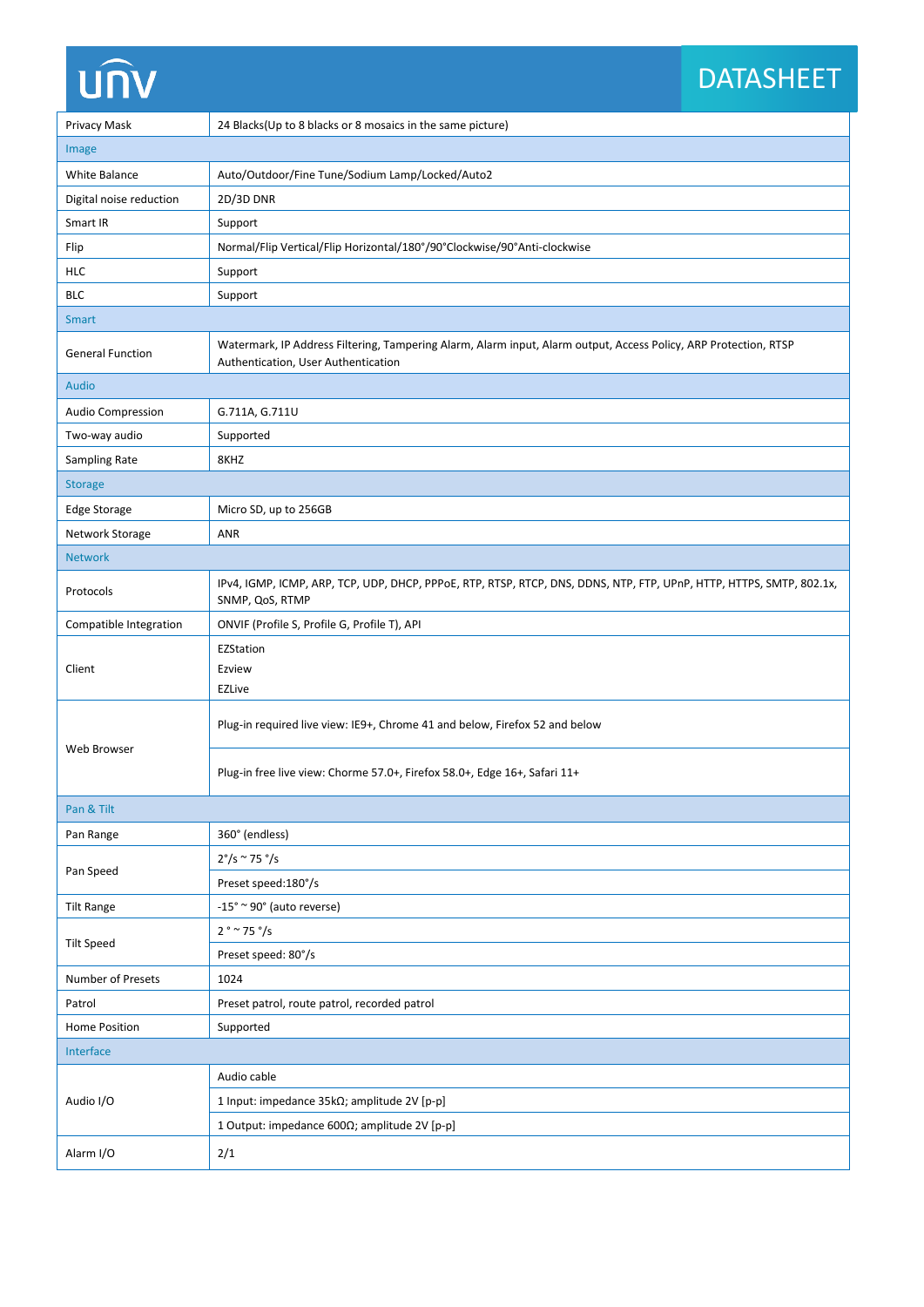| | |
|---|---|
| Privacy Mask | 24 Blacks(Up to 8 blacks or 8 mosaics in the same picture) |
| **Image** | |
| White Balance | Auto/Outdoor/Fine Tune/Sodium Lamp/Locked/Auto2 |
| Digital noise reduction | 2D/3D DNR |
| Smart IR | Support |
| Flip | Normal/Flip Vertical/Flip Horizontal/180°/90°Clockwise/90°Anti-clockwise |
| HLC | Support |
| BLC | Support |
| **Smart** | |
| General Function | Watermark, IP Address Filtering, Tampering Alarm, Alarm input, Alarm output, Access Policy, ARP Protection, RTSP Authentication, User Authentication |
| **Audio** | |
| Audio Compression | G.711A, G.711U |
| Two-way audio | Supported |
| Sampling Rate | 8KHZ |
| **Storage** | |
| Edge Storage | Micro SD, up to 256GB |
| Network Storage | ANR |
| **Network** | |
| Protocols | IPv4, IGMP, ICMP, ARP, TCP, UDP, DHCP, PPPoE, RTP, RTSP, RTCP, DNS, DDNS, NTP, FTP, UPnP, HTTP, HTTPS, SMTP, 802.1x, SNMP, QoS, RTMP |
| Compatible Integration | ONVIF (Profile S, Profile G, Profile T), API |
| Client | EZStation<br>Ezview<br>EZLive |
| Web Browser | Plug-in required live view: IE9+, Chrome 41 and below, Firefox 52 and below |
| | Plug-in free live view: Chorme 57.0+, Firefox 58.0+, Edge 16+, Safari 11+ |
| **Pan & Tilt** | |
| Pan Range | 360° (endless) |
| Pan Speed | 2°/s ~ 75 °/s |
| | Preset speed:180°/s |
| Tilt Range | -15° ~ 90° (auto reverse) |
| Tilt Speed | 2 ° ~ 75 °/s |
| | Preset speed: 80°/s |
| Number of Presets | 1024 |
| Patrol | Preset patrol, route patrol, recorded patrol |
| Home Position | Supported |
| **Interface** | |
| Audio I/O | Audio cable |
| | 1 Input: impedance 35kΩ; amplitude 2V [p-p] |
| | 1 Output: impedance 600Ω; amplitude 2V [p-p] |
| Alarm I/O | 2/1 |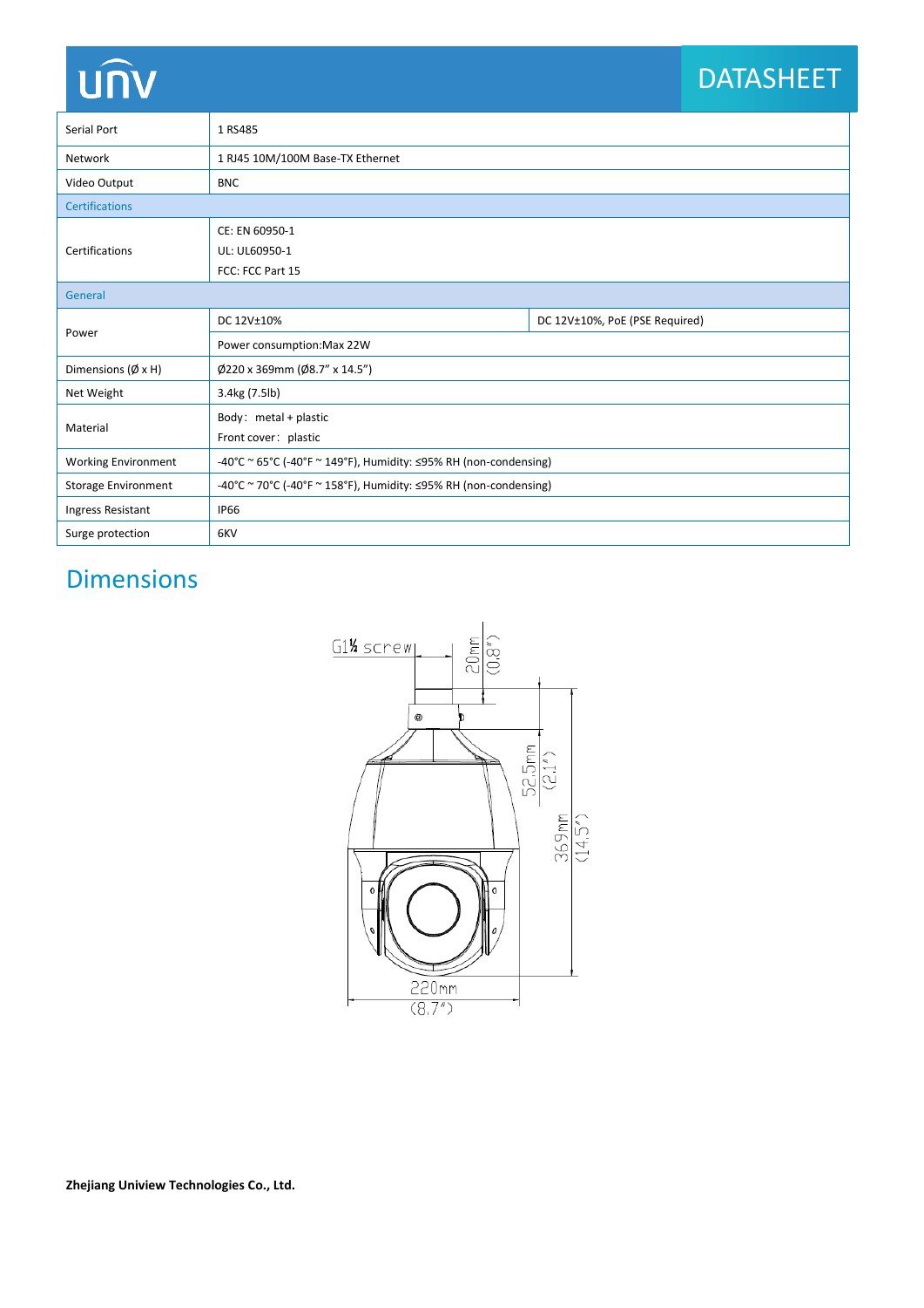| | | |
|---|---|---|
| Serial Port | 1 RS485 | |
| Network | 1 RJ45 10M/100M Base-TX Ethernet | |
| Video Output | BNC | |
| **Certifications** | | |
| Certifications | CE: EN 60950-1<br>UL: UL60950-1<br>FCC: FCC Part 15 | |
| **General** | | |
| Power | DC 12V±10% | DC 12V±10%, PoE (PSE Required) |
| | Power consumption:Max 22W | |
| Dimensions (Ø x H) | Ø220 x 369mm (Ø8.7" x 14.5") | |
| Net Weight | 3.4kg (7.5lb) | |
| Material | Body： metal + plastic<br>Front cover： plastic | |
| Working Environment | -40°C ~ 65°C (-40°F ~ 149°F), Humidity: ≤95% RH (non-condensing) | |
| Storage Environment | -40°C ~ 70°C (-40°F ~ 158°F), Humidity: ≤95% RH (non-condensing) | |
| Ingress Resistant | IP66 | |
| Surge protection | 6KV | |

## Dimensions

G1½ screw

20mm (0.8")

52.5mm (2.1")

369mm (14.5")

220mm (8.7")

**Zhejiang Uniview Technologies Co., Ltd.**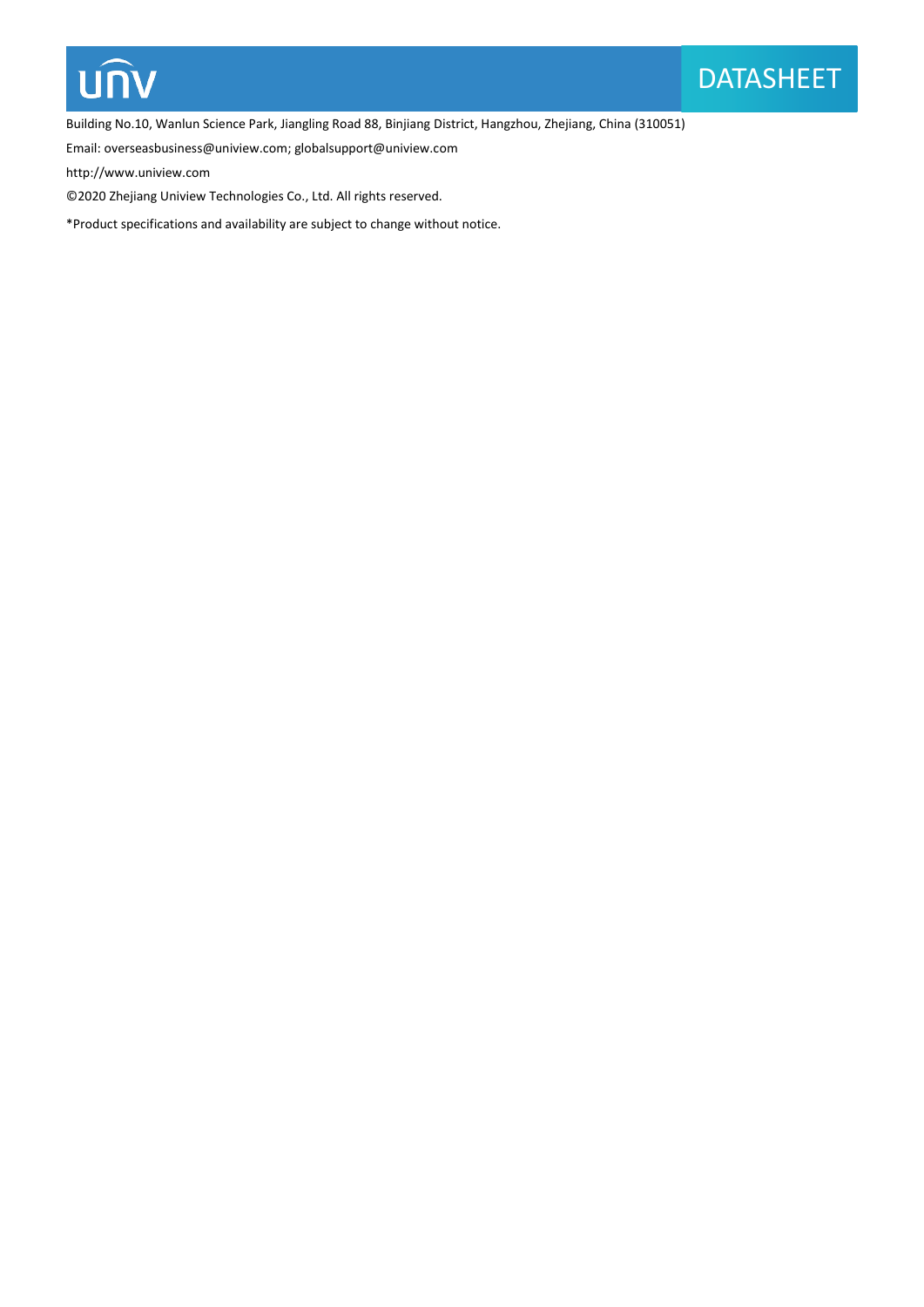Building No.10, Wanlun Science Park, Jiangling Road 88, Binjiang District, Hangzhou, Zhejiang, China (310051)

Email: overseasbusiness@uniview.com; globalsupport@uniview.com

http://www.uniview.com

©2020 Zhejiang Uniview Technologies Co., Ltd. All rights reserved.

*Product specifications and availability are subject to change without notice.